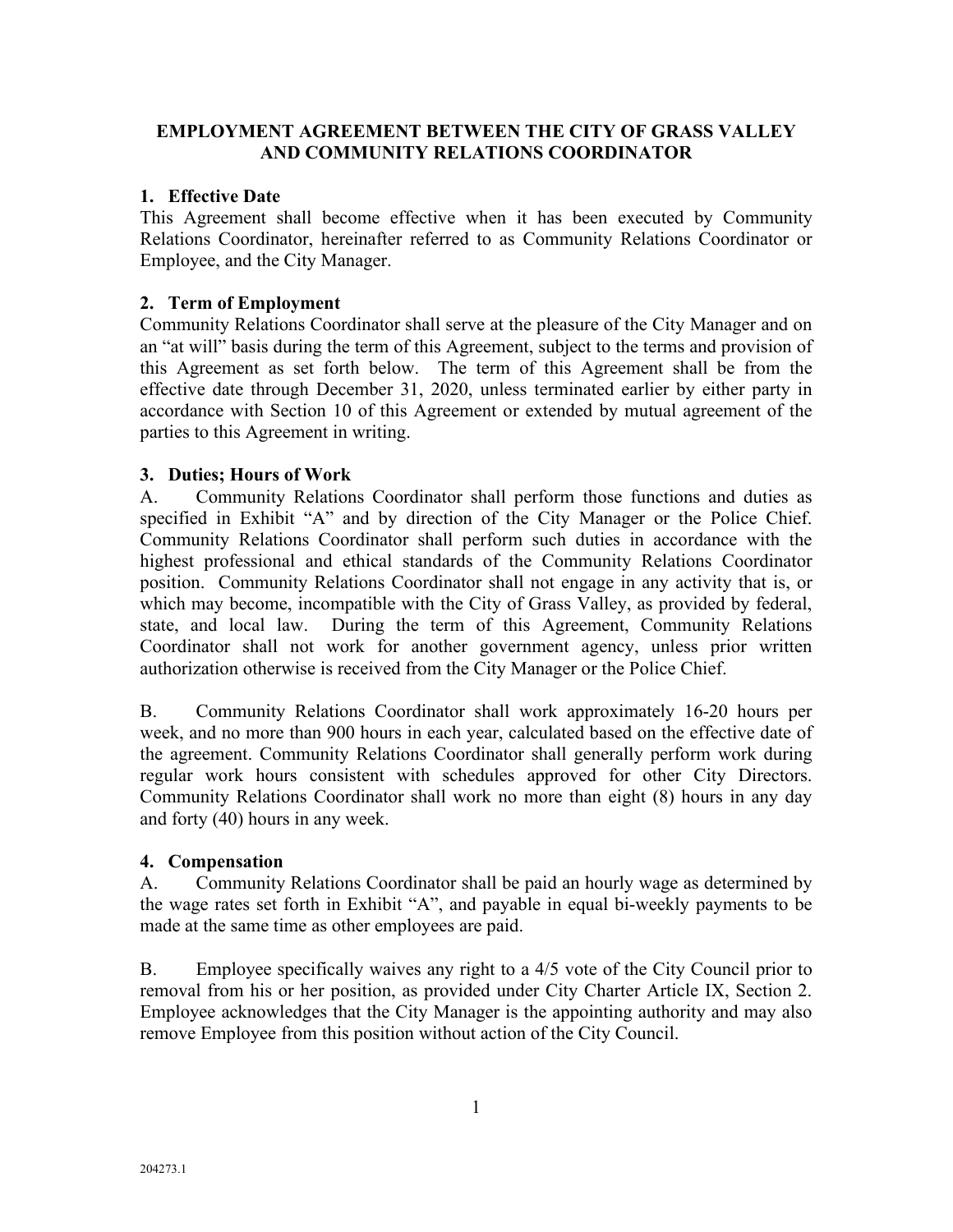# EMPLOYMENT AGREEMENT BETWEEN THE CITY OF GRASS VALLEY AND COMMUNITY RELATIONS COORDINATOR

## 1. Effective Date

This Agreement shall become effective when it has been executed by Community Relations Coordinator, hereinafter referred to as Community Relations Coordinator or Employee, and the City Manager.

## 2. Term of Employment

Community Relations Coordinator shall serve at the pleasure of the City Manager and on an "at will" basis during the term of this Agreement, subject to the terms and provision of this Agreement as set forth below. The term of this Agreement shall be from the effective date through December 31, 2020, unless terminated earlier by either party in accordance with Section 10 of this Agreement or extended by mutual agreement of the parties to this Agreement in writing.

## 3. Duties; Hours of Work

A. Community Relations Coordinator shall perform those functions and duties as specified in Exhibit "A" and by direction of the City Manager or the Police Chief. Community Relations Coordinator shall perform such duties in accordance with the highest professional and ethical standards of the Community Relations Coordinator position. Community Relations Coordinator shall not engage in any activity that is, or which may become, incompatible with the City of Grass Valley, as provided by federal, state, and local law. During the term of this Agreement, Community Relations Coordinator shall not work for another government agency, unless prior written authorization otherwise is received from the City Manager or the Police Chief.

B. Community Relations Coordinator shall work approximately 16-20 hours per week, and no more than 900 hours in each year, calculated based on the effective date of the agreement. Community Relations Coordinator shall generally perform work during regular work hours consistent with schedules approved for other City Directors. Community Relations Coordinator shall work no more than eight (8) hours in any day and forty (40) hours in any week.

## 4. Compensation

A. Community Relations Coordinator shall be paid an hourly wage as determined by the wage rates set forth in Exhibit "A", and payable in equal bi-weekly payments to be made at the same time as other employees are paid.

B. Employee specifically waives any right to a 4/5 vote of the City Council prior to removal from his or her position, as provided under City Charter Article IX, Section 2. Employee acknowledges that the City Manager is the appointing authority and may also remove Employee from this position without action of the City Council.

204273.1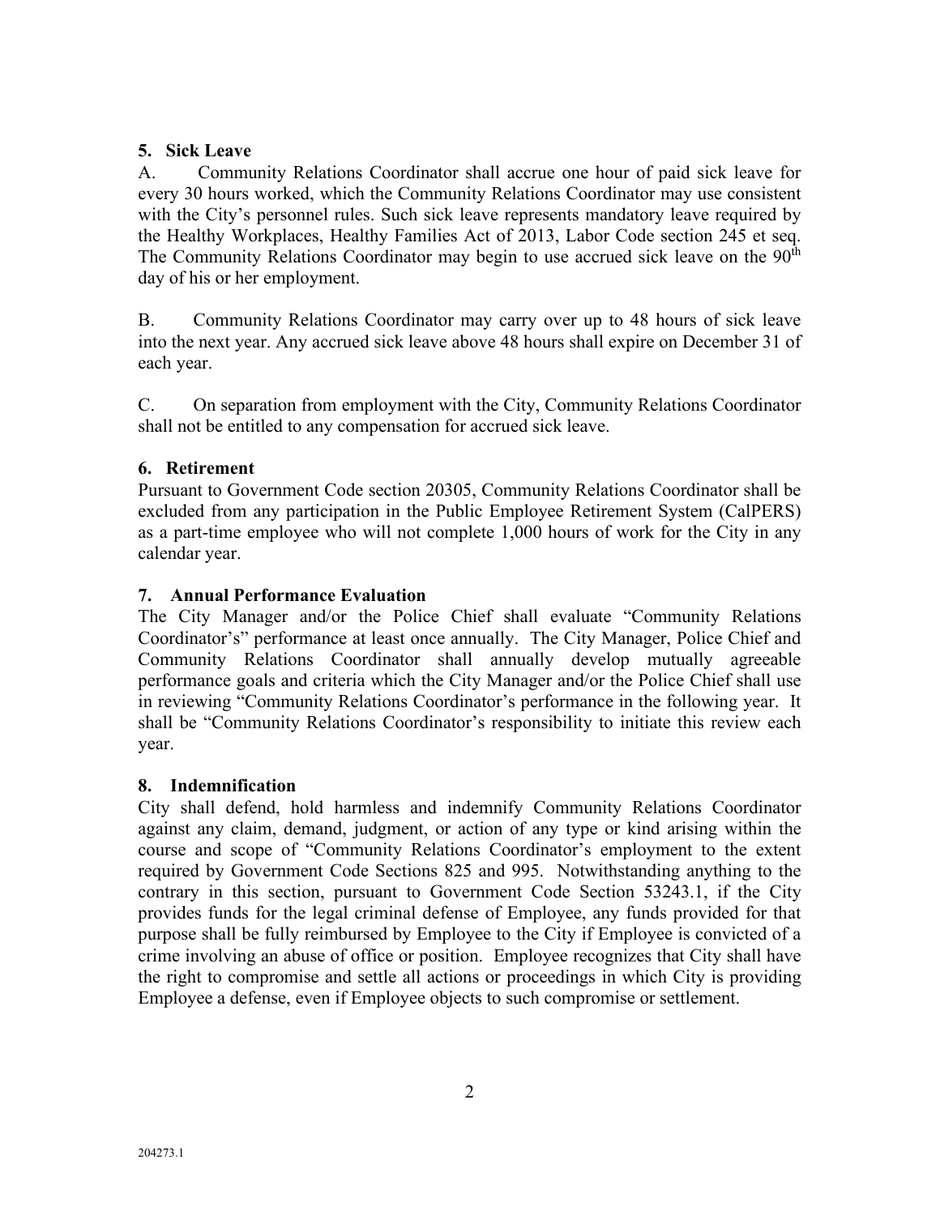**5. Sick Leave**

A. Community Relations Coordinator shall accrue one hour of paid sick leave for every 30 hours worked, which the Community Relations Coordinator may use consistent with the City's personnel rules. Such sick leave represents mandatory leave required by the Healthy Workplaces, Healthy Families Act of 2013, Labor Code section 245 et seq. The Community Relations Coordinator may begin to use accrued sick leave on the 90th day of his or her employment.

B. Community Relations Coordinator may carry over up to 48 hours of sick leave into the next year. Any accrued sick leave above 48 hours shall expire on December 31 of each year.

C. On separation from employment with the City, Community Relations Coordinator shall not be entitled to any compensation for accrued sick leave.

**6. Retirement**

Pursuant to Government Code section 20305, Community Relations Coordinator shall be excluded from any participation in the Public Employee Retirement System (CalPERS) as a part-time employee who will not complete 1,000 hours of work for the City in any calendar year.

**7. Annual Performance Evaluation**

The City Manager and/or the Police Chief shall evaluate "Community Relations Coordinator's" performance at least once annually. The City Manager, Police Chief and Community Relations Coordinator shall annually develop mutually agreeable performance goals and criteria which the City Manager and/or the Police Chief shall use in reviewing "Community Relations Coordinator's performance in the following year. It shall be "Community Relations Coordinator's responsibility to initiate this review each year.

**8. Indemnification**

City shall defend, hold harmless and indemnify Community Relations Coordinator against any claim, demand, judgment, or action of any type or kind arising within the course and scope of "Community Relations Coordinator's employment to the extent required by Government Code Sections 825 and 995. Notwithstanding anything to the contrary in this section, pursuant to Government Code Section 53243.1, if the City provides funds for the legal criminal defense of Employee, any funds provided for that purpose shall be fully reimbursed by Employee to the City if Employee is convicted of a crime involving an abuse of office or position. Employee recognizes that City shall have the right to compromise and settle all actions or proceedings in which City is providing Employee a defense, even if Employee objects to such compromise or settlement.

204273.1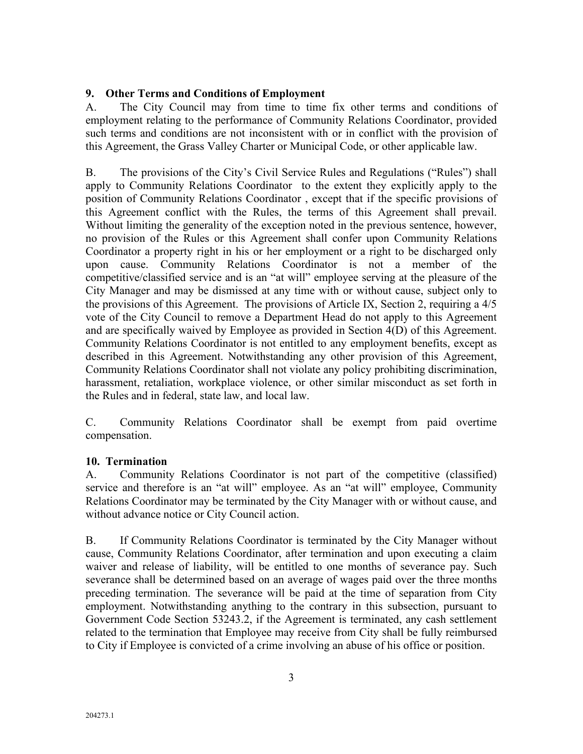## 9. Other Terms and Conditions of Employment

A. The City Council may from time to time fix other terms and conditions of employment relating to the performance of Community Relations Coordinator, provided such terms and conditions are not inconsistent with or in conflict with the provision of this Agreement, the Grass Valley Charter or Municipal Code, or other applicable law.

B. The provisions of the City's Civil Service Rules and Regulations ("Rules") shall apply to Community Relations Coordinator to the extent they explicitly apply to the position of Community Relations Coordinator , except that if the specific provisions of this Agreement conflict with the Rules, the terms of this Agreement shall prevail. Without limiting the generality of the exception noted in the previous sentence, however, no provision of the Rules or this Agreement shall confer upon Community Relations Coordinator a property right in his or her employment or a right to be discharged only upon cause. Community Relations Coordinator is not a member of the competitive/classified service and is an "at will" employee serving at the pleasure of the City Manager and may be dismissed at any time with or without cause, subject only to the provisions of this Agreement. The provisions of Article IX, Section 2, requiring a 4/5 vote of the City Council to remove a Department Head do not apply to this Agreement and are specifically waived by Employee as provided in Section 4(D) of this Agreement. Community Relations Coordinator is not entitled to any employment benefits, except as described in this Agreement. Notwithstanding any other provision of this Agreement, Community Relations Coordinator shall not violate any policy prohibiting discrimination, harassment, retaliation, workplace violence, or other similar misconduct as set forth in the Rules and in federal, state law, and local law.

C. Community Relations Coordinator shall be exempt from paid overtime compensation.

## 10. Termination

A. Community Relations Coordinator is not part of the competitive (classified) service and therefore is an "at will" employee. As an "at will" employee, Community Relations Coordinator may be terminated by the City Manager with or without cause, and without advance notice or City Council action.

B. If Community Relations Coordinator is terminated by the City Manager without cause, Community Relations Coordinator, after termination and upon executing a claim waiver and release of liability, will be entitled to one months of severance pay. Such severance shall be determined based on an average of wages paid over the three months preceding termination. The severance will be paid at the time of separation from City employment. Notwithstanding anything to the contrary in this subsection, pursuant to Government Code Section 53243.2, if the Agreement is terminated, any cash settlement related to the termination that Employee may receive from City shall be fully reimbursed to City if Employee is convicted of a crime involving an abuse of his office or position.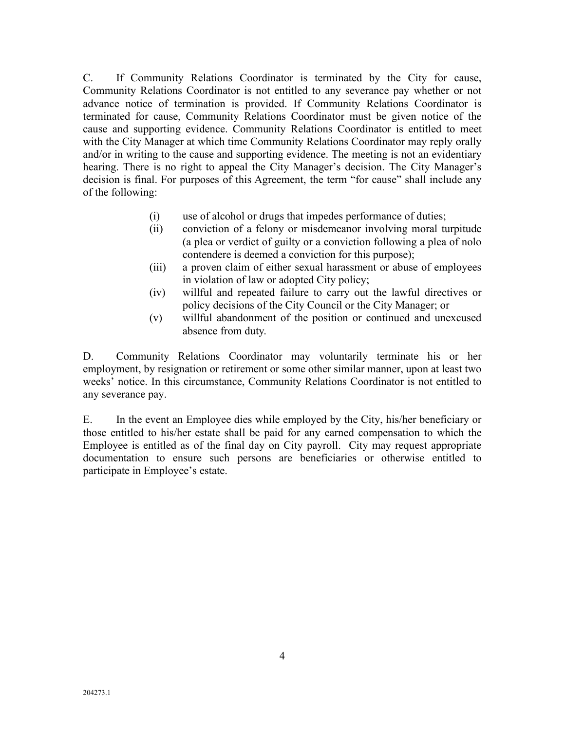C. If Community Relations Coordinator is terminated by the City for cause, Community Relations Coordinator is not entitled to any severance pay whether or not advance notice of termination is provided. If Community Relations Coordinator is terminated for cause, Community Relations Coordinator must be given notice of the cause and supporting evidence. Community Relations Coordinator is entitled to meet with the City Manager at which time Community Relations Coordinator may reply orally and/or in writing to the cause and supporting evidence. The meeting is not an evidentiary hearing. There is no right to appeal the City Manager's decision. The City Manager's decision is final. For purposes of this Agreement, the term "for cause" shall include any of the following:

- (i) use of alcohol or drugs that impedes performance of duties;
- (ii) conviction of a felony or misdemeanor involving moral turpitude (a plea or verdict of guilty or a conviction following a plea of nolo contendere is deemed a conviction for this purpose);
- (iii) a proven claim of either sexual harassment or abuse of employees in violation of law or adopted City policy;
- (iv) willful and repeated failure to carry out the lawful directives or policy decisions of the City Council or the City Manager; or
- (v) willful abandonment of the position or continued and unexcused absence from duty.

D. Community Relations Coordinator may voluntarily terminate his or her employment, by resignation or retirement or some other similar manner, upon at least two weeks' notice. In this circumstance, Community Relations Coordinator is not entitled to any severance pay.

E. In the event an Employee dies while employed by the City, his/her beneficiary or those entitled to his/her estate shall be paid for any earned compensation to which the Employee is entitled as of the final day on City payroll. City may request appropriate documentation to ensure such persons are beneficiaries or otherwise entitled to participate in Employee's estate.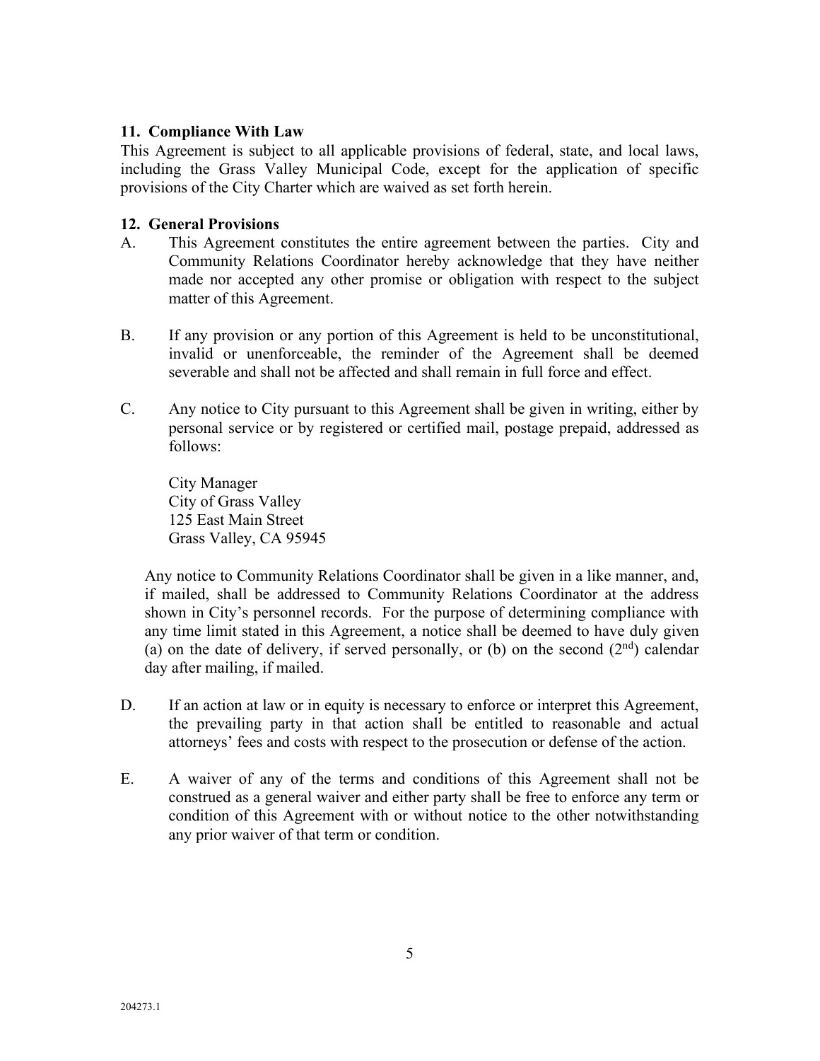**11. Compliance With Law**

This Agreement is subject to all applicable provisions of federal, state, and local laws, including the Grass Valley Municipal Code, except for the application of specific provisions of the City Charter which are waived as set forth herein.

**12. General Provisions**

A. This Agreement constitutes the entire agreement between the parties. City and Community Relations Coordinator hereby acknowledge that they have neither made nor accepted any other promise or obligation with respect to the subject matter of this Agreement.

B. If any provision or any portion of this Agreement is held to be unconstitutional, invalid or unenforceable, the reminder of the Agreement shall be deemed severable and shall not be affected and shall remain in full force and effect.

C. Any notice to City pursuant to this Agreement shall be given in writing, either by personal service or by registered or certified mail, postage prepaid, addressed as follows:

   City Manager
   City of Grass Valley
   125 East Main Street
   Grass Valley, CA 95945

   Any notice to Community Relations Coordinator shall be given in a like manner, and, if mailed, shall be addressed to Community Relations Coordinator at the address shown in City's personnel records. For the purpose of determining compliance with any time limit stated in this Agreement, a notice shall be deemed to have duly given (a) on the date of delivery, if served personally, or (b) on the second (2nd) calendar day after mailing, if mailed.

D. If an action at law or in equity is necessary to enforce or interpret this Agreement, the prevailing party in that action shall be entitled to reasonable and actual attorneys' fees and costs with respect to the prosecution or defense of the action.

E. A waiver of any of the terms and conditions of this Agreement shall not be construed as a general waiver and either party shall be free to enforce any term or condition of this Agreement with or without notice to the other notwithstanding any prior waiver of that term or condition.

204273.1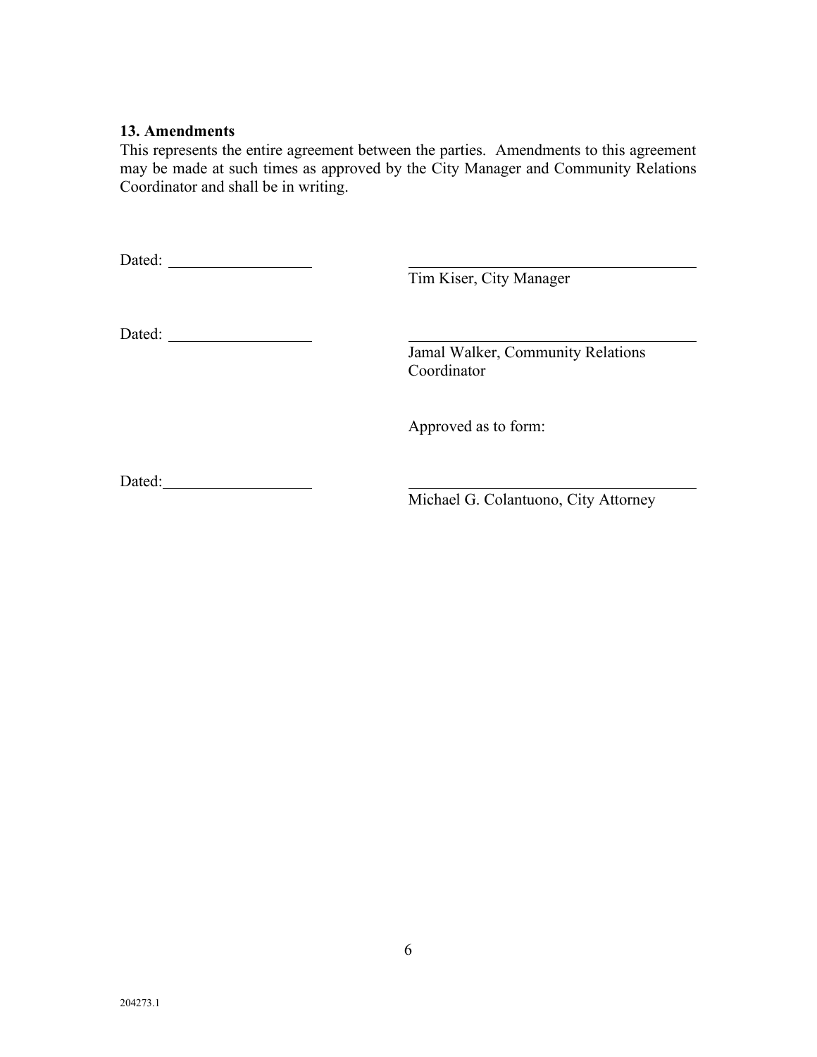### 13. Amendments

This represents the entire agreement between the parties. Amendments to this agreement may be made at such times as approved by the City Manager and Community Relations Coordinator and shall be in writing.

Dated: ___________________ ____________________________________
Tim Kiser, City Manager

Dated: ___________________ ____________________________________
Jamal Walker, Community Relations Coordinator

Approved as to form:

Dated: ___________________ ____________________________________
Michael G. Colantuono, City Attorney

204273.1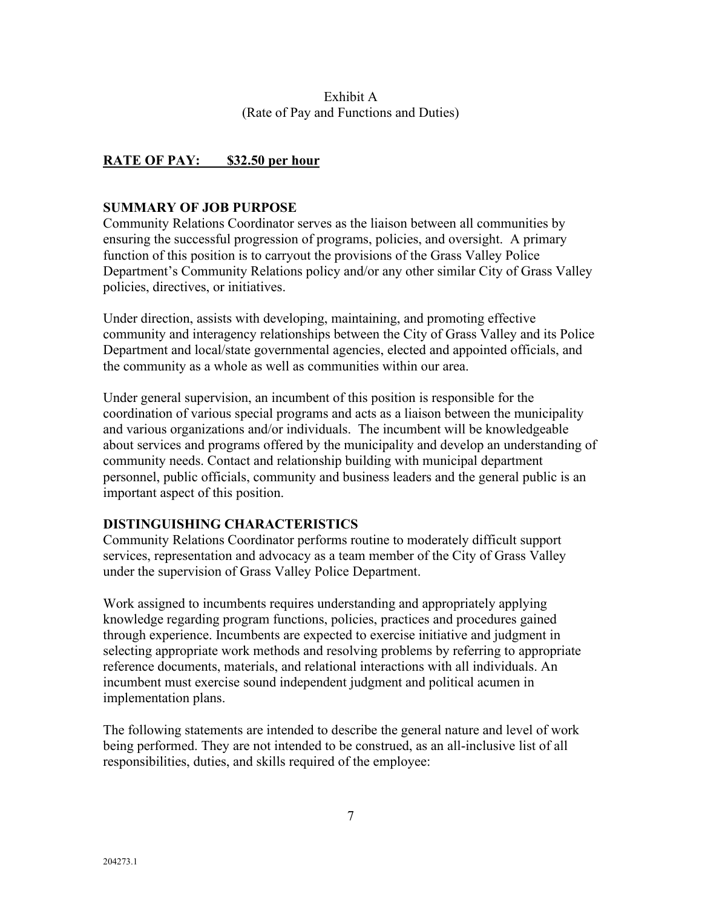Exhibit A
(Rate of Pay and Functions and Duties)

**RATE OF PAY: $32.50 per hour**

**SUMMARY OF JOB PURPOSE**

Community Relations Coordinator serves as the liaison between all communities by ensuring the successful progression of programs, policies, and oversight. A primary function of this position is to carryout the provisions of the Grass Valley Police Department's Community Relations policy and/or any other similar City of Grass Valley policies, directives, or initiatives.

Under direction, assists with developing, maintaining, and promoting effective community and interagency relationships between the City of Grass Valley and its Police Department and local/state governmental agencies, elected and appointed officials, and the community as a whole as well as communities within our area.

Under general supervision, an incumbent of this position is responsible for the coordination of various special programs and acts as a liaison between the municipality and various organizations and/or individuals. The incumbent will be knowledgeable about services and programs offered by the municipality and develop an understanding of community needs. Contact and relationship building with municipal department personnel, public officials, community and business leaders and the general public is an important aspect of this position.

**DISTINGUISHING CHARACTERISTICS**

Community Relations Coordinator performs routine to moderately difficult support services, representation and advocacy as a team member of the City of Grass Valley under the supervision of Grass Valley Police Department.

Work assigned to incumbents requires understanding and appropriately applying knowledge regarding program functions, policies, practices and procedures gained through experience. Incumbents are expected to exercise initiative and judgment in selecting appropriate work methods and resolving problems by referring to appropriate reference documents, materials, and relational interactions with all individuals. An incumbent must exercise sound independent judgment and political acumen in implementation plans.

The following statements are intended to describe the general nature and level of work being performed. They are not intended to be construed, as an all-inclusive list of all responsibilities, duties, and skills required of the employee: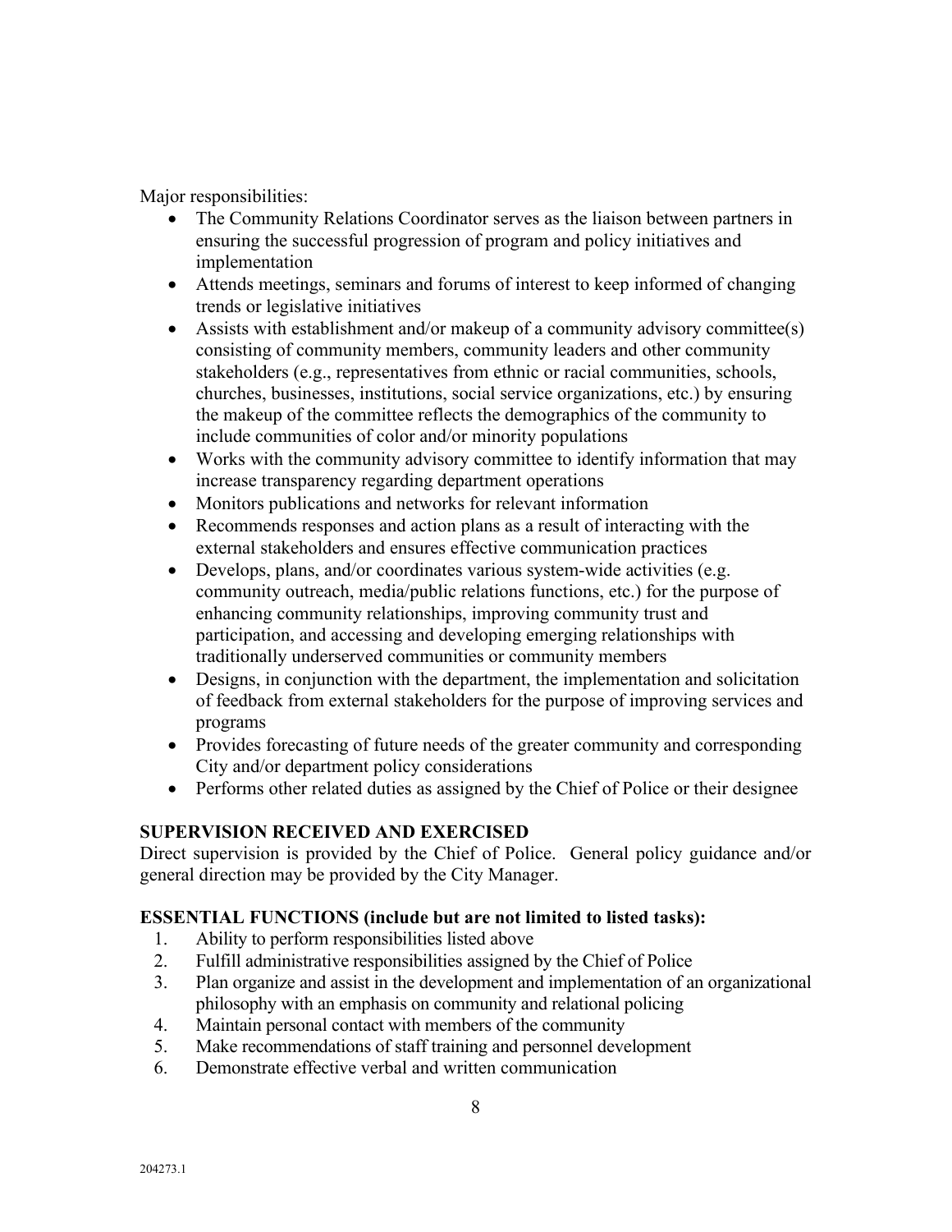Major responsibilities:

- The Community Relations Coordinator serves as the liaison between partners in ensuring the successful progression of program and policy initiatives and implementation
- Attends meetings, seminars and forums of interest to keep informed of changing trends or legislative initiatives
- Assists with establishment and/or makeup of a community advisory committee(s) consisting of community members, community leaders and other community stakeholders (e.g., representatives from ethnic or racial communities, schools, churches, businesses, institutions, social service organizations, etc.) by ensuring the makeup of the committee reflects the demographics of the community to include communities of color and/or minority populations
- Works with the community advisory committee to identify information that may increase transparency regarding department operations
- Monitors publications and networks for relevant information
- Recommends responses and action plans as a result of interacting with the external stakeholders and ensures effective communication practices
- Develops, plans, and/or coordinates various system-wide activities (e.g. community outreach, media/public relations functions, etc.) for the purpose of enhancing community relationships, improving community trust and participation, and accessing and developing emerging relationships with traditionally underserved communities or community members
- Designs, in conjunction with the department, the implementation and solicitation of feedback from external stakeholders for the purpose of improving services and programs
- Provides forecasting of future needs of the greater community and corresponding City and/or department policy considerations
- Performs other related duties as assigned by the Chief of Police or their designee

**SUPERVISION RECEIVED AND EXERCISED**

Direct supervision is provided by the Chief of Police. General policy guidance and/or general direction may be provided by the City Manager.

**ESSENTIAL FUNCTIONS (include but are not limited to listed tasks):**

1. Ability to perform responsibilities listed above
2. Fulfill administrative responsibilities assigned by the Chief of Police
3. Plan organize and assist in the development and implementation of an organizational philosophy with an emphasis on community and relational policing
4. Maintain personal contact with members of the community
5. Make recommendations of staff training and personnel development
6. Demonstrate effective verbal and written communication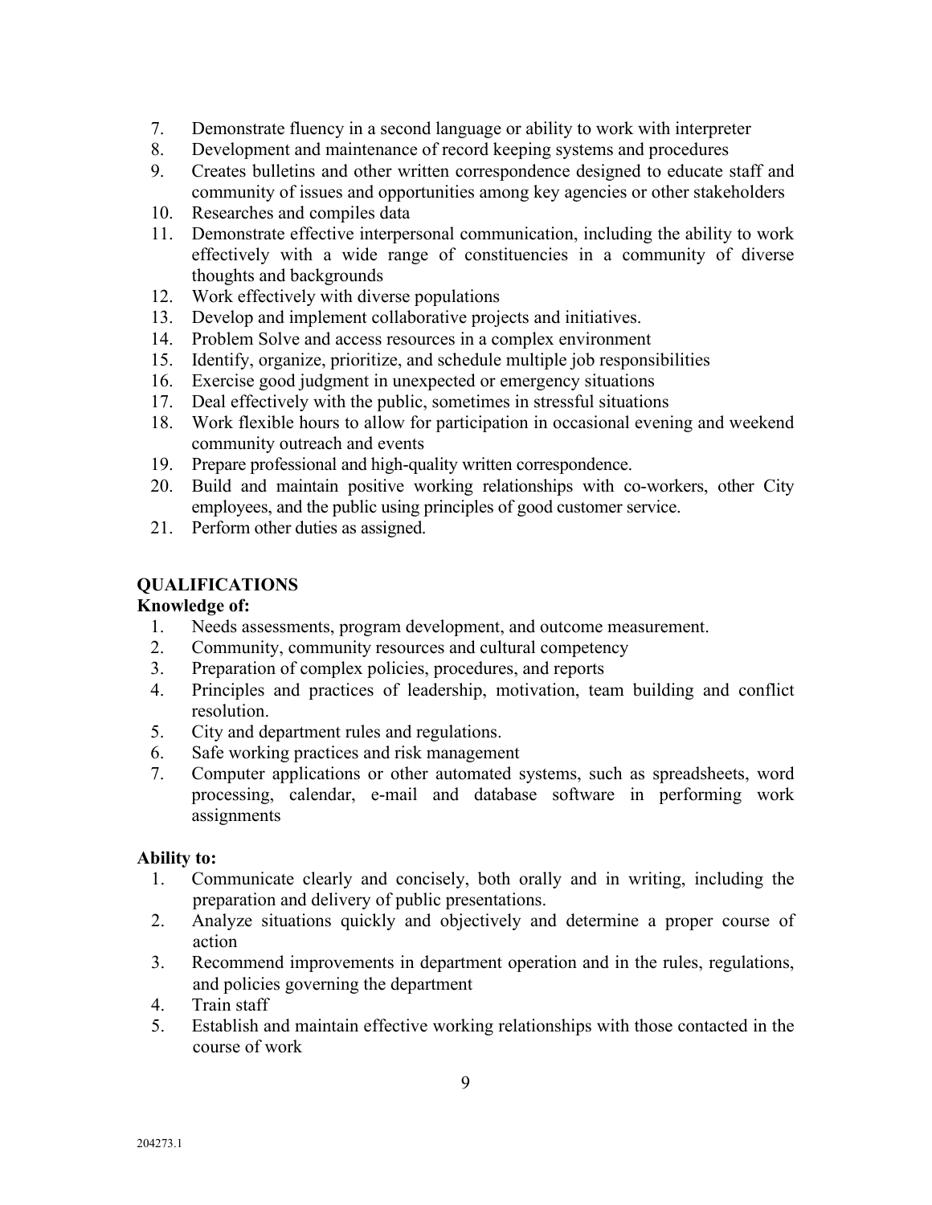7. Demonstrate fluency in a second language or ability to work with interpreter
8. Development and maintenance of record keeping systems and procedures
9. Creates bulletins and other written correspondence designed to educate staff and community of issues and opportunities among key agencies or other stakeholders
10. Researches and compiles data
11. Demonstrate effective interpersonal communication, including the ability to work effectively with a wide range of constituencies in a community of diverse thoughts and backgrounds
12. Work effectively with diverse populations
13. Develop and implement collaborative projects and initiatives.
14. Problem Solve and access resources in a complex environment
15. Identify, organize, prioritize, and schedule multiple job responsibilities
16. Exercise good judgment in unexpected or emergency situations
17. Deal effectively with the public, sometimes in stressful situations
18. Work flexible hours to allow for participation in occasional evening and weekend community outreach and events
19. Prepare professional and high-quality written correspondence.
20. Build and maintain positive working relationships with co-workers, other City employees, and the public using principles of good customer service.
21. Perform other duties as assigned.

## QUALIFICATIONS

**Knowledge of:**

1. Needs assessments, program development, and outcome measurement.
2. Community, community resources and cultural competency
3. Preparation of complex policies, procedures, and reports
4. Principles and practices of leadership, motivation, team building and conflict resolution.
5. City and department rules and regulations.
6. Safe working practices and risk management
7. Computer applications or other automated systems, such as spreadsheets, word processing, calendar, e-mail and database software in performing work assignments

**Ability to:**

1. Communicate clearly and concisely, both orally and in writing, including the preparation and delivery of public presentations.
2. Analyze situations quickly and objectively and determine a proper course of action
3. Recommend improvements in department operation and in the rules, regulations, and policies governing the department
4. Train staff
5. Establish and maintain effective working relationships with those contacted in the course of work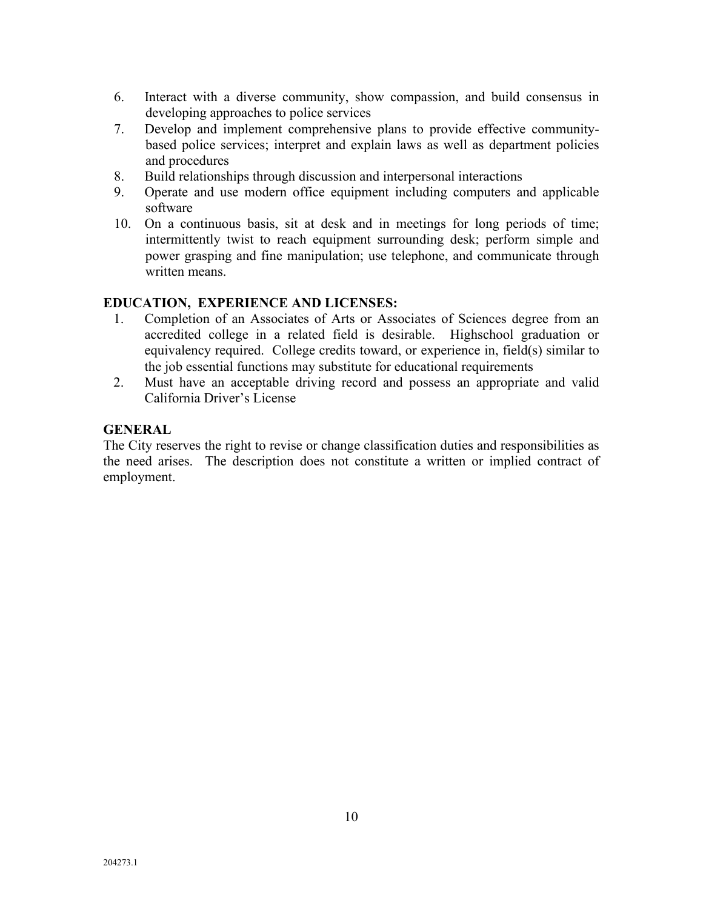6. Interact with a diverse community, show compassion, and build consensus in developing approaches to police services
7. Develop and implement comprehensive plans to provide effective community-based police services; interpret and explain laws as well as department policies and procedures
8. Build relationships through discussion and interpersonal interactions
9. Operate and use modern office equipment including computers and applicable software
10. On a continuous basis, sit at desk and in meetings for long periods of time; intermittently twist to reach equipment surrounding desk; perform simple and power grasping and fine manipulation; use telephone, and communicate through written means.

**EDUCATION, EXPERIENCE AND LICENSES:**

1. Completion of an Associates of Arts or Associates of Sciences degree from an accredited college in a related field is desirable. Highschool graduation or equivalency required. College credits toward, or experience in, field(s) similar to the job essential functions may substitute for educational requirements
2. Must have an acceptable driving record and possess an appropriate and valid California Driver's License

**GENERAL**

The City reserves the right to revise or change classification duties and responsibilities as the need arises. The description does not constitute a written or implied contract of employment.

204273.1